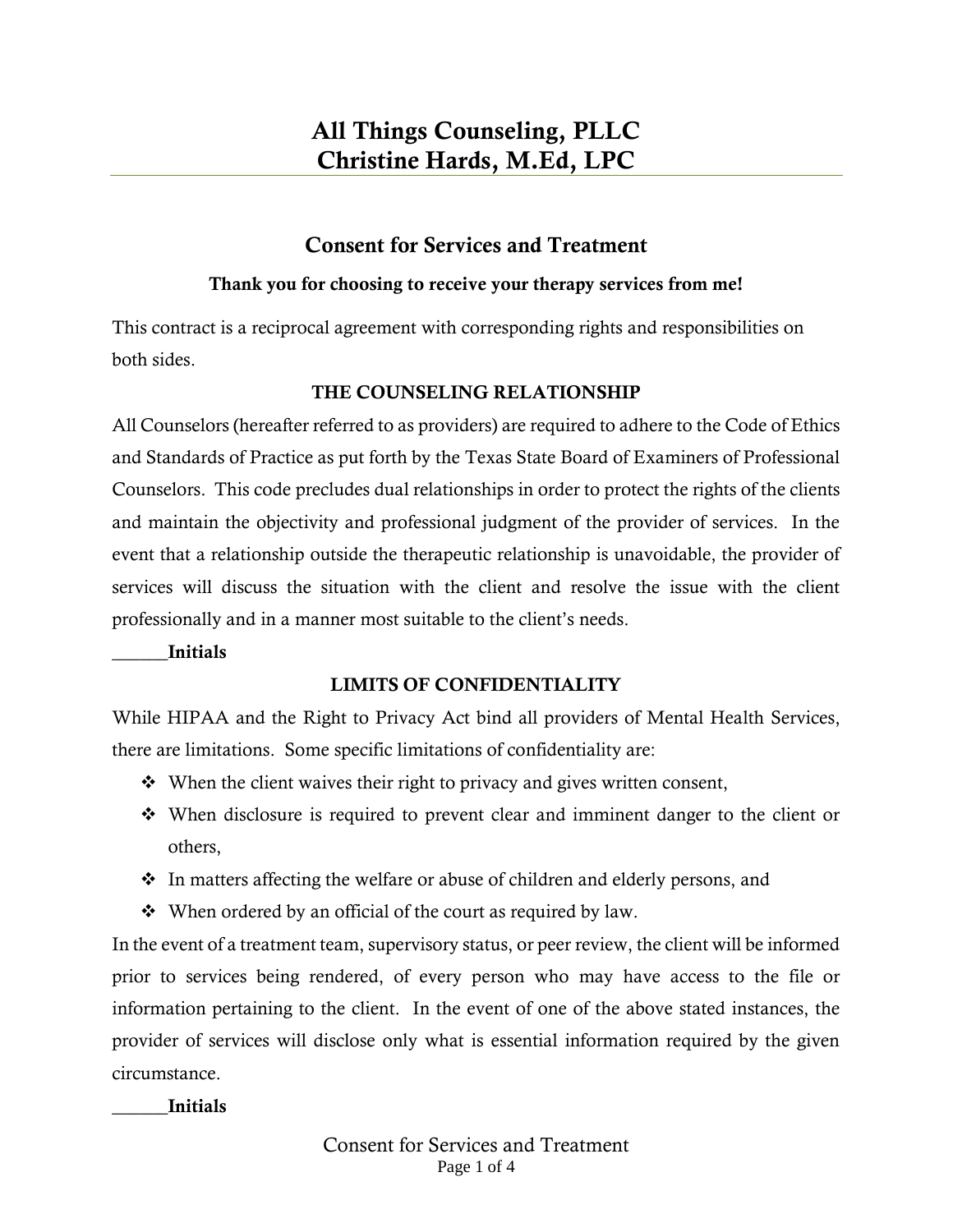# All Things Counseling, PLLC
# Christine Hards, M.Ed, LPC

## Consent for Services and Treatment

**Thank you for choosing to receive your therapy services from me!**

This contract is a reciprocal agreement with corresponding rights and responsibilities on both sides.

### THE COUNSELING RELATIONSHIP

All Counselors (hereafter referred to as providers) are required to adhere to the Code of Ethics and Standards of Practice as put forth by the Texas State Board of Examiners of Professional Counselors. This code precludes dual relationships in order to protect the rights of the clients and maintain the objectivity and professional judgment of the provider of services. In the event that a relationship outside the therapeutic relationship is unavoidable, the provider of services will discuss the situation with the client and resolve the issue with the client professionally and in a manner most suitable to the client's needs.

______**Initials**

### LIMITS OF CONFIDENTIALITY

While HIPAA and the Right to Privacy Act bind all providers of Mental Health Services, there are limitations. Some specific limitations of confidentiality are:

- When the client waives their right to privacy and gives written consent,
- When disclosure is required to prevent clear and imminent danger to the client or others,
- In matters affecting the welfare or abuse of children and elderly persons, and
- When ordered by an official of the court as required by law.

In the event of a treatment team, supervisory status, or peer review, the client will be informed prior to services being rendered, of every person who may have access to the file or information pertaining to the client. In the event of one of the above stated instances, the provider of services will disclose only what is essential information required by the given circumstance.

______**Initials**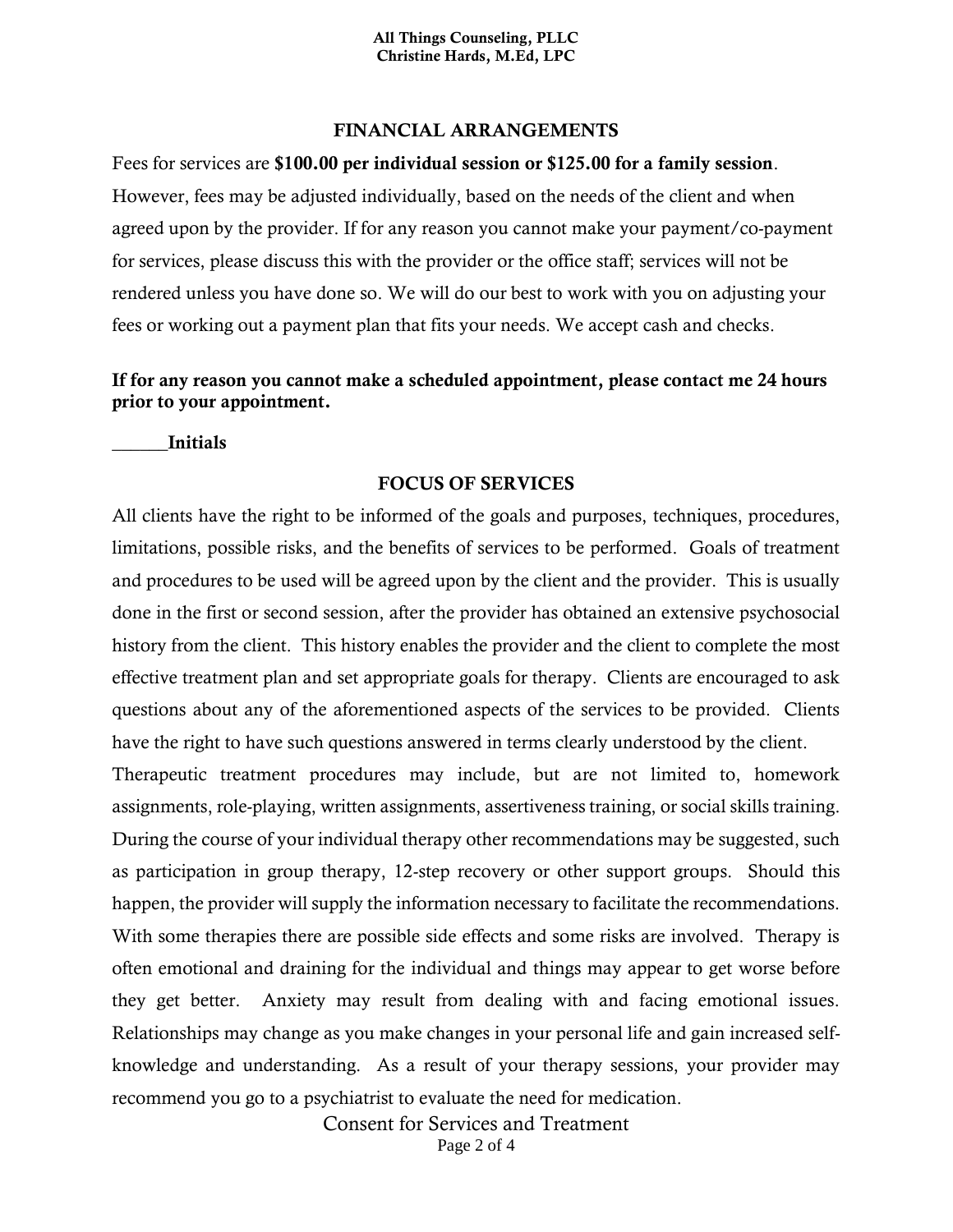## FINANCIAL ARRANGEMENTS

Fees for services are **$100.00 per individual session or $125.00 for a family session**. However, fees may be adjusted individually, based on the needs of the client and when agreed upon by the provider. If for any reason you cannot make your payment/co-payment for services, please discuss this with the provider or the office staff; services will not be rendered unless you have done so. We will do our best to work with you on adjusting your fees or working out a payment plan that fits your needs. We accept cash and checks.

**If for any reason you cannot make a scheduled appointment, please contact me 24 hours prior to your appointment.**

______**Initials**

## FOCUS OF SERVICES

All clients have the right to be informed of the goals and purposes, techniques, procedures, limitations, possible risks, and the benefits of services to be performed. Goals of treatment and procedures to be used will be agreed upon by the client and the provider. This is usually done in the first or second session, after the provider has obtained an extensive psychosocial history from the client. This history enables the provider and the client to complete the most effective treatment plan and set appropriate goals for therapy. Clients are encouraged to ask questions about any of the aforementioned aspects of the services to be provided. Clients have the right to have such questions answered in terms clearly understood by the client.

Therapeutic treatment procedures may include, but are not limited to, homework assignments, role-playing, written assignments, assertiveness training, or social skills training. During the course of your individual therapy other recommendations may be suggested, such as participation in group therapy, 12-step recovery or other support groups. Should this happen, the provider will supply the information necessary to facilitate the recommendations. With some therapies there are possible side effects and some risks are involved. Therapy is often emotional and draining for the individual and things may appear to get worse before they get better. Anxiety may result from dealing with and facing emotional issues. Relationships may change as you make changes in your personal life and gain increased self-knowledge and understanding. As a result of your therapy sessions, your provider may recommend you go to a psychiatrist to evaluate the need for medication.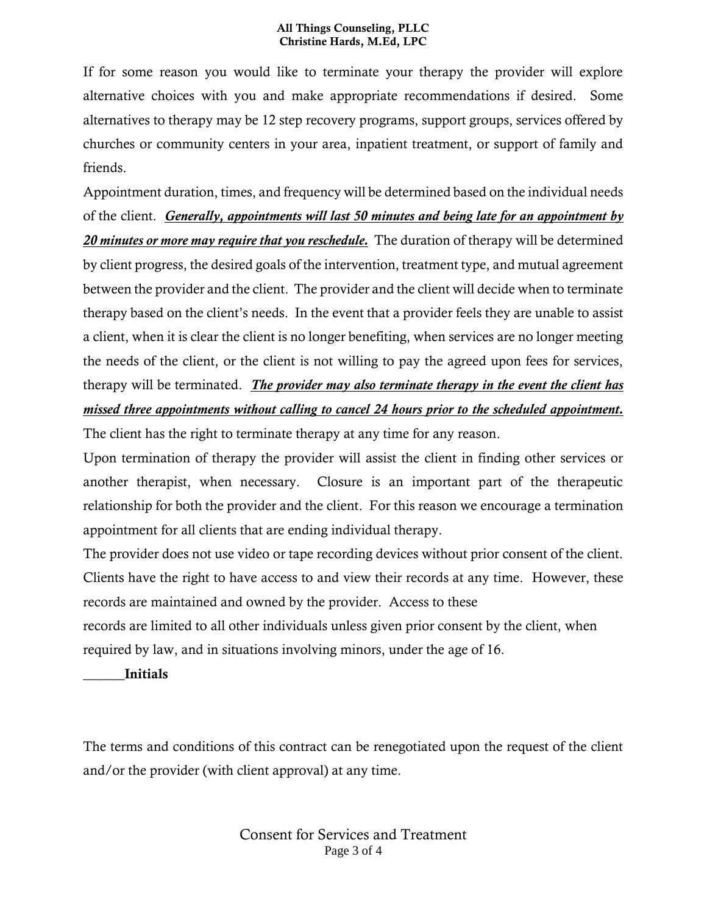If for some reason you would like to terminate your therapy the provider will explore alternative choices with you and make appropriate recommendations if desired. Some alternatives to therapy may be 12 step recovery programs, support groups, services offered by churches or community centers in your area, inpatient treatment, or support of family and friends.

Appointment duration, times, and frequency will be determined based on the individual needs of the client. ***<u>Generally, appointments will last 50 minutes and being late for an appointment by 20 minutes or more may require that you reschedule.</u>*** The duration of therapy will be determined by client progress, the desired goals of the intervention, treatment type, and mutual agreement between the provider and the client. The provider and the client will decide when to terminate therapy based on the client's needs. In the event that a provider feels they are unable to assist a client, when it is clear the client is no longer benefiting, when services are no longer meeting the needs of the client, or the client is not willing to pay the agreed upon fees for services, therapy will be terminated. ***<u>The provider may also terminate therapy in the event the client has missed three appointments without calling to cancel 24 hours prior to the scheduled appointment.</u>*** The client has the right to terminate therapy at any time for any reason.

Upon termination of therapy the provider will assist the client in finding other services or another therapist, when necessary. Closure is an important part of the therapeutic relationship for both the provider and the client. For this reason we encourage a termination appointment for all clients that are ending individual therapy.

The provider does not use video or tape recording devices without prior consent of the client. Clients have the right to have access to and view their records at any time. However, these records are maintained and owned by the provider. Access to these records are limited to all other individuals unless given prior consent by the client, when required by law, and in situations involving minors, under the age of 16.

______**Initials**

The terms and conditions of this contract can be renegotiated upon the request of the client and/or the provider (with client approval) at any time.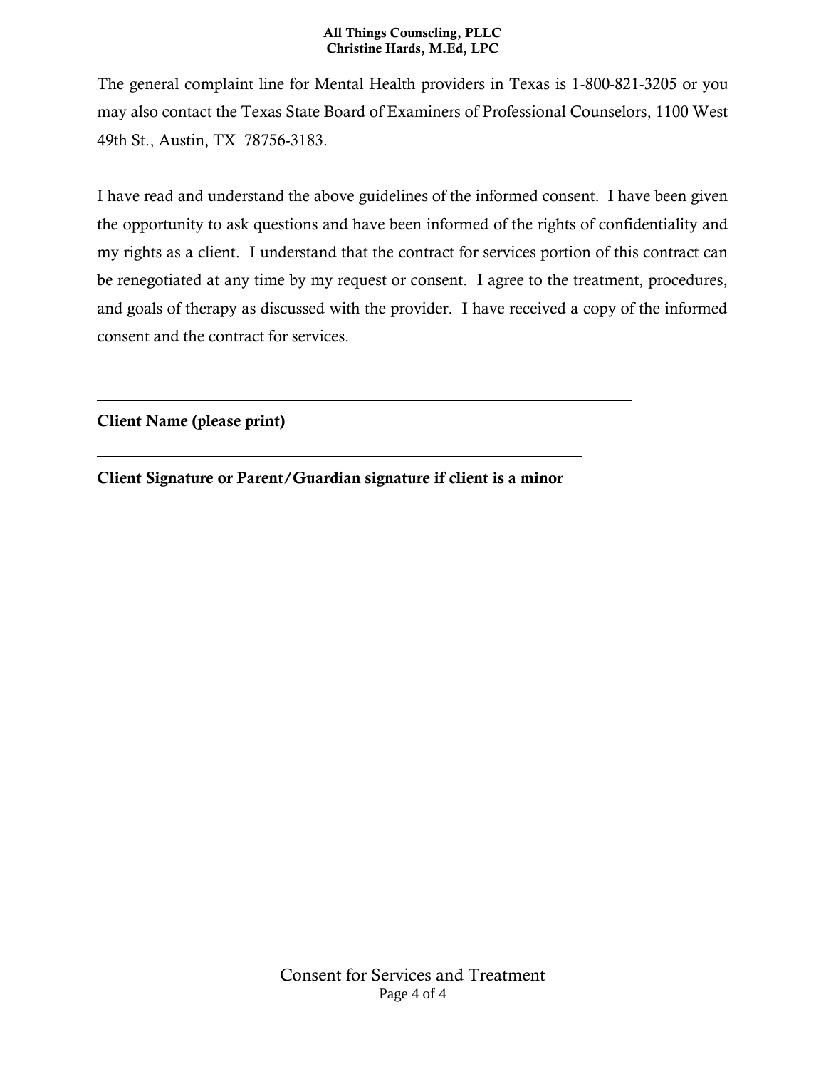The general complaint line for Mental Health providers in Texas is 1-800-821-3205 or you may also contact the Texas State Board of Examiners of Professional Counselors, 1100 West 49th St., Austin, TX 78756-3183.

I have read and understand the above guidelines of the informed consent. I have been given the opportunity to ask questions and have been informed of the rights of confidentiality and my rights as a client. I understand that the contract for services portion of this contract can be renegotiated at any time by my request or consent. I agree to the treatment, procedures, and goals of therapy as discussed with the provider. I have received a copy of the informed consent and the contract for services.

\_\_\_\_\_\_\_\_\_\_\_\_\_\_\_\_\_\_\_\_\_\_\_\_\_\_\_\_\_\_\_\_\_\_\_\_\_\_\_\_\_\_\_\_\_\_\_\_\_\_\_\_\_\_\_\_\_\_\_\_

**Client Name (please print)**

\_\_\_\_\_\_\_\_\_\_\_\_\_\_\_\_\_\_\_\_\_\_\_\_\_\_\_\_\_\_\_\_\_\_\_\_\_\_\_\_\_\_\_\_\_\_\_\_\_\_\_\_\_\_\_\_

**Client Signature or Parent/Guardian signature if client is a minor**